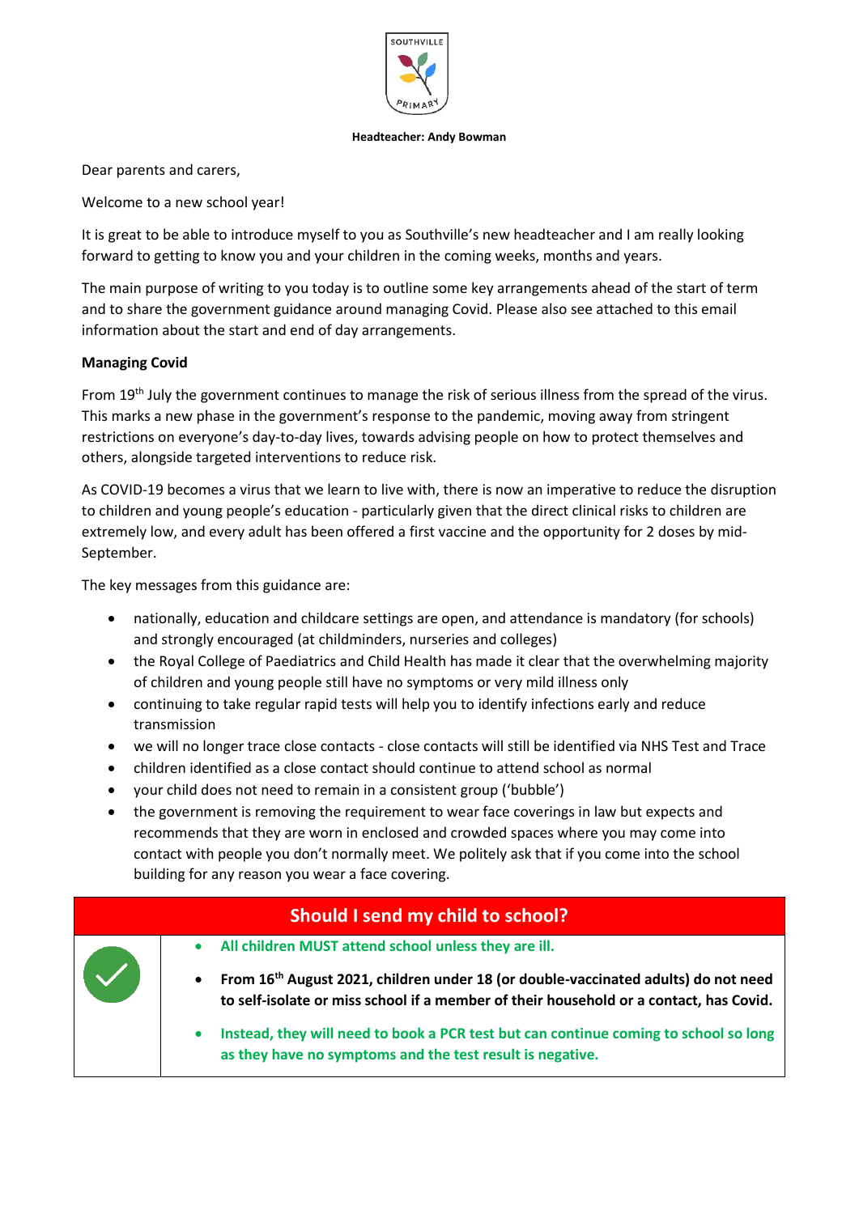SOUTHVILLE PRIMARY

**Headteacher: Andy Bowman**

Dear parents and carers,

Welcome to a new school year!

It is great to be able to introduce myself to you as Southville's new headteacher and I am really looking forward to getting to know you and your children in the coming weeks, months and years.

The main purpose of writing to you today is to outline some key arrangements ahead of the start of term and to share the government guidance around managing Covid. Please also see attached to this email information about the start and end of day arrangements.

**Managing Covid**

From 19th July the government continues to manage the risk of serious illness from the spread of the virus. This marks a new phase in the government's response to the pandemic, moving away from stringent restrictions on everyone's day-to-day lives, towards advising people on how to protect themselves and others, alongside targeted interventions to reduce risk.

As COVID-19 becomes a virus that we learn to live with, there is now an imperative to reduce the disruption to children and young people's education - particularly given that the direct clinical risks to children are extremely low, and every adult has been offered a first vaccine and the opportunity for 2 doses by mid-September.

The key messages from this guidance are:

- nationally, education and childcare settings are open, and attendance is mandatory (for schools) and strongly encouraged (at childminders, nurseries and colleges)
- the Royal College of Paediatrics and Child Health has made it clear that the overwhelming majority of children and young people still have no symptoms or very mild illness only
- continuing to take regular rapid tests will help you to identify infections early and reduce transmission
- we will no longer trace close contacts - close contacts will still be identified via NHS Test and Trace
- children identified as a close contact should continue to attend school as normal
- your child does not need to remain in a consistent group ('bubble')
- the government is removing the requirement to wear face coverings in law but expects and recommends that they are worn in enclosed and crowded spaces where you may come into contact with people you don't normally meet. We politely ask that if you come into the school building for any reason you wear a face covering.

| Should I send my child to school? | |
|---|---|
| ✓ | • **All children MUST attend school unless they are ill.**<br>• **From 16th August 2021, children under 18 (or double-vaccinated adults) do not need to self-isolate or miss school if a member of their household or a contact, has Covid.**<br>• **Instead, they will need to book a PCR test but can continue coming to school so long as they have no symptoms and the test result is negative.** |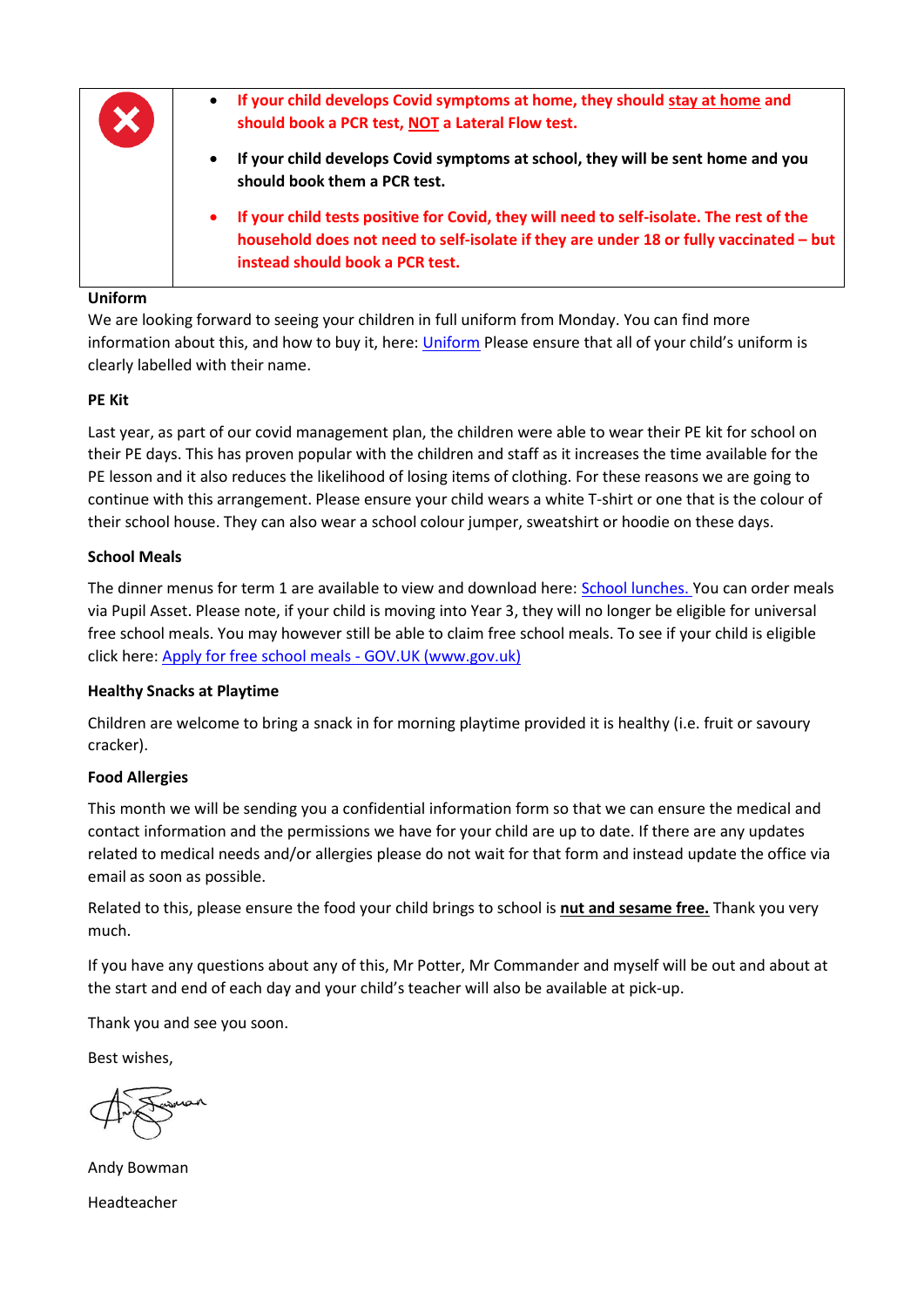| | |
|---|---|
| ✖ | <ul><li>**If your child develops Covid symptoms at home, they should stay at home and should book a PCR test, NOT a Lateral Flow test.**</li><li>**If your child develops Covid symptoms at school, they will be sent home and you should book them a PCR test.**</li><li>**If your child tests positive for Covid, they will need to self-isolate. The rest of the household does not need to self-isolate if they are under 18 or fully vaccinated – but instead should book a PCR test.**</li></ul> |

**Uniform**

We are looking forward to seeing your children in full uniform from Monday. You can find more information about this, and how to buy it, here: Uniform Please ensure that all of your child's uniform is clearly labelled with their name.

**PE Kit**

Last year, as part of our covid management plan, the children were able to wear their PE kit for school on their PE days. This has proven popular with the children and staff as it increases the time available for the PE lesson and it also reduces the likelihood of losing items of clothing. For these reasons we are going to continue with this arrangement. Please ensure your child wears a white T-shirt or one that is the colour of their school house. They can also wear a school colour jumper, sweatshirt or hoodie on these days.

**School Meals**

The dinner menus for term 1 are available to view and download here: School lunches. You can order meals via Pupil Asset. Please note, if your child is moving into Year 3, they will no longer be eligible for universal free school meals. You may however still be able to claim free school meals. To see if your child is eligible click here: Apply for free school meals - GOV.UK (www.gov.uk)

**Healthy Snacks at Playtime**

Children are welcome to bring a snack in for morning playtime provided it is healthy (i.e. fruit or savoury cracker).

**Food Allergies**

This month we will be sending you a confidential information form so that we can ensure the medical and contact information and the permissions we have for your child are up to date. If there are any updates related to medical needs and/or allergies please do not wait for that form and instead update the office via email as soon as possible.

Related to this, please ensure the food your child brings to school is **nut and sesame free.** Thank you very much.

If you have any questions about any of this, Mr Potter, Mr Commander and myself will be out and about at the start and end of each day and your child's teacher will also be available at pick-up.

Thank you and see you soon.

Best wishes,

Andy Bowman

Headteacher